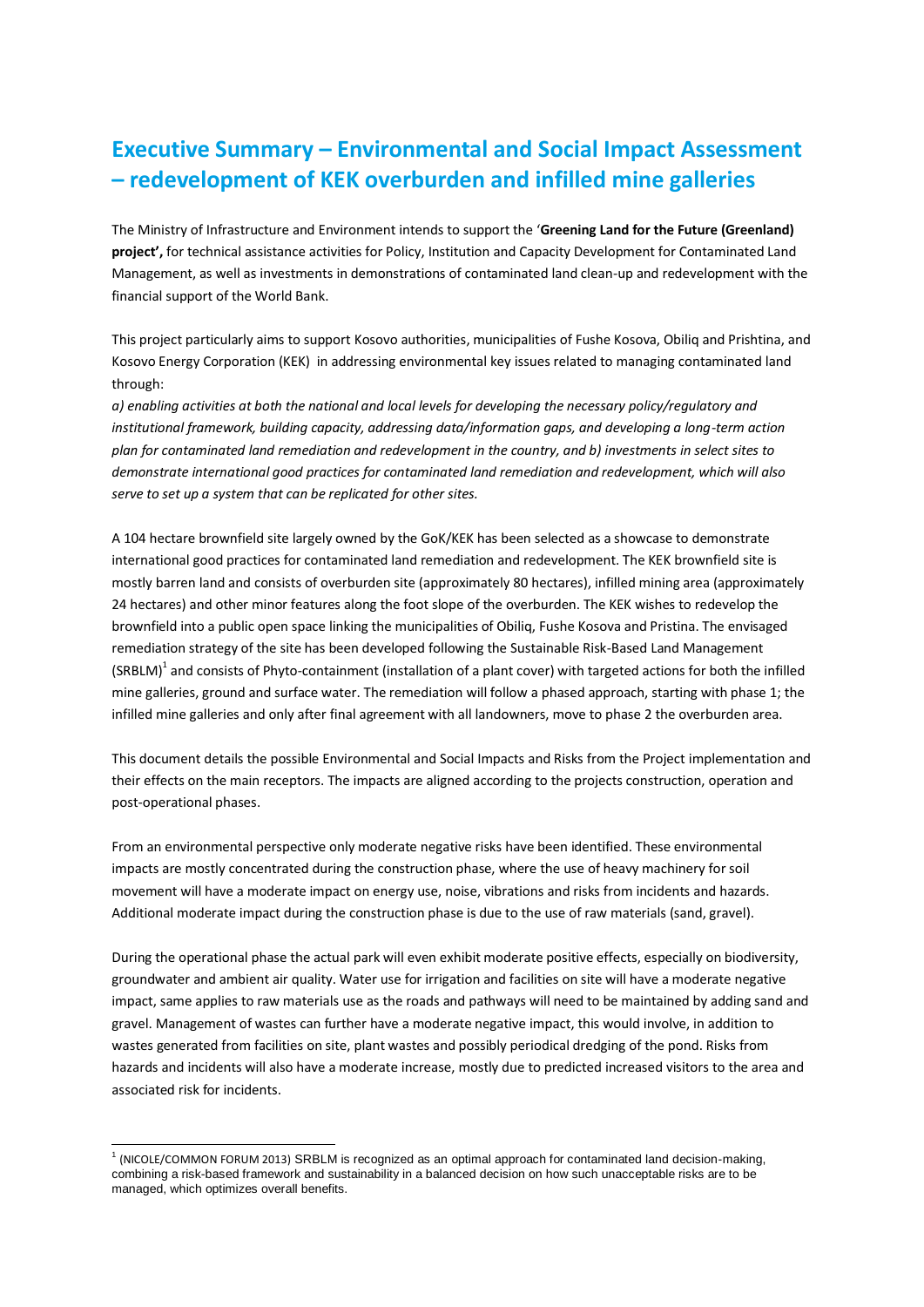# Executive Summary – Environmental and Social Impact Assessment – redevelopment of KEK overburden and infilled mine galleries

The Ministry of Infrastructure and Environment intends to support the '**Greening Land for the Future (Greenland) project',** for technical assistance activities for Policy, Institution and Capacity Development for Contaminated Land Management, as well as investments in demonstrations of contaminated land clean-up and redevelopment with the financial support of the World Bank.

This project particularly aims to support Kosovo authorities, municipalities of Fushe Kosova, Obiliq and Prishtina, and Kosovo Energy Corporation (KEK) in addressing environmental key issues related to managing contaminated land through:

*a) enabling activities at both the national and local levels for developing the necessary policy/regulatory and institutional framework, building capacity, addressing data/information gaps, and developing a long-term action plan for contaminated land remediation and redevelopment in the country, and b) investments in select sites to demonstrate international good practices for contaminated land remediation and redevelopment, which will also serve to set up a system that can be replicated for other sites.*

A 104 hectare brownfield site largely owned by the GoK/KEK has been selected as a showcase to demonstrate international good practices for contaminated land remediation and redevelopment. The KEK brownfield site is mostly barren land and consists of overburden site (approximately 80 hectares), infilled mining area (approximately 24 hectares) and other minor features along the foot slope of the overburden. The KEK wishes to redevelop the brownfield into a public open space linking the municipalities of Obiliq, Fushe Kosova and Pristina. The envisaged remediation strategy of the site has been developed following the Sustainable Risk-Based Land Management (SRBLM)[1] and consists of Phyto-containment (installation of a plant cover) with targeted actions for both the infilled mine galleries, ground and surface water. The remediation will follow a phased approach, starting with phase 1; the infilled mine galleries and only after final agreement with all landowners, move to phase 2 the overburden area.

This document details the possible Environmental and Social Impacts and Risks from the Project implementation and their effects on the main receptors. The impacts are aligned according to the projects construction, operation and post-operational phases.

From an environmental perspective only moderate negative risks have been identified. These environmental impacts are mostly concentrated during the construction phase, where the use of heavy machinery for soil movement will have a moderate impact on energy use, noise, vibrations and risks from incidents and hazards. Additional moderate impact during the construction phase is due to the use of raw materials (sand, gravel).

During the operational phase the actual park will even exhibit moderate positive effects, especially on biodiversity, groundwater and ambient air quality. Water use for irrigation and facilities on site will have a moderate negative impact, same applies to raw materials use as the roads and pathways will need to be maintained by adding sand and gravel. Management of wastes can further have a moderate negative impact, this would involve, in addition to wastes generated from facilities on site, plant wastes and possibly periodical dredging of the pond. Risks from hazards and incidents will also have a moderate increase, mostly due to predicted increased visitors to the area and associated risk for incidents.

[1] (NICOLE/COMMON FORUM 2013) SRBLM is recognized as an optimal approach for contaminated land decision-making, combining a risk-based framework and sustainability in a balanced decision on how such unacceptable risks are to be managed, which optimizes overall benefits.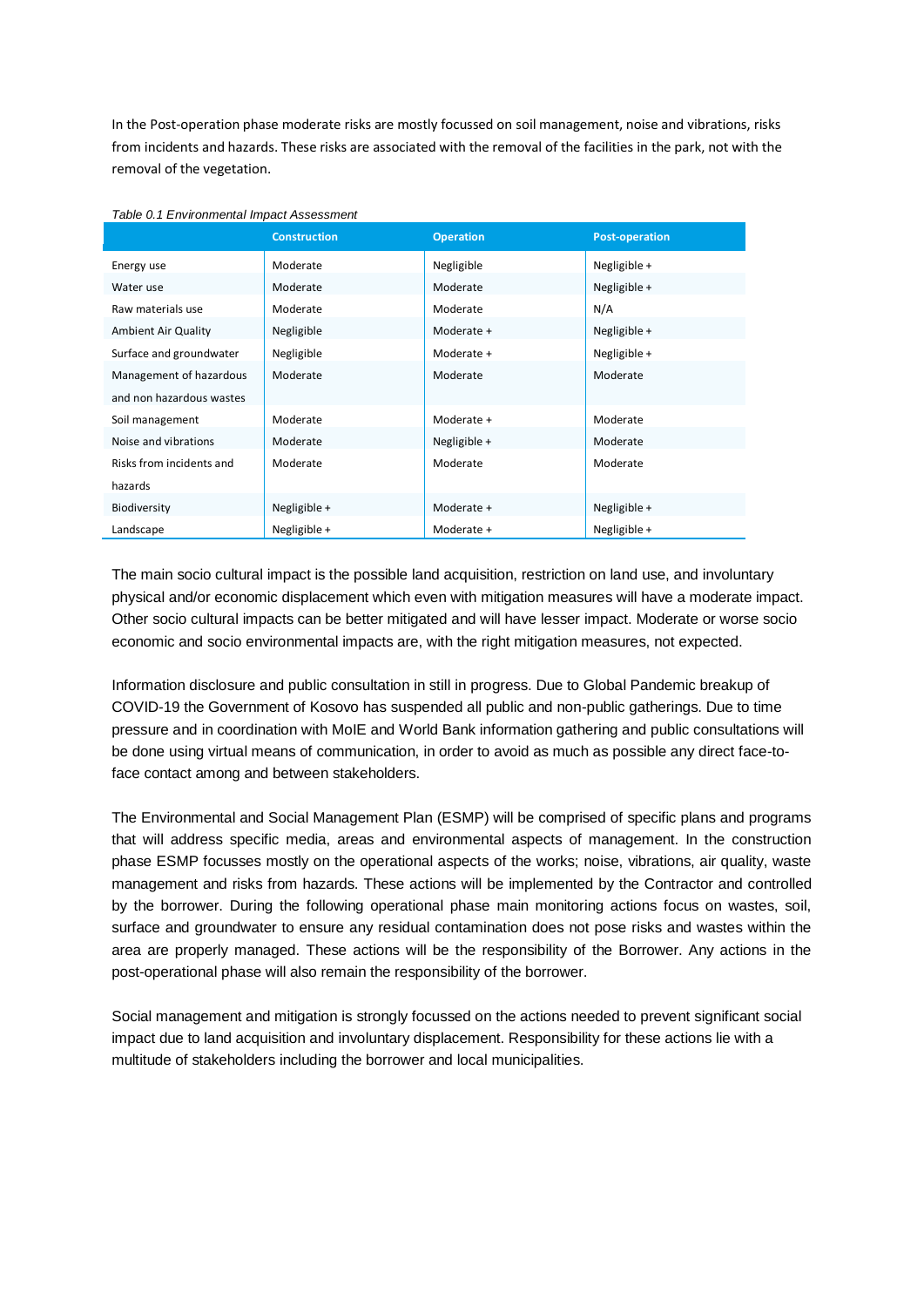In the Post-operation phase moderate risks are mostly focussed on soil management, noise and vibrations, risks from incidents and hazards. These risks are associated with the removal of the facilities in the park, not with the removal of the vegetation.

*Table 0.1 Environmental Impact Assessment*

| | Construction | Operation | Post-operation |
|---|---|---|---|
| Energy use | Moderate | Negligible | Negligible + |
| Water use | Moderate | Moderate | Negligible + |
| Raw materials use | Moderate | Moderate | N/A |
| Ambient Air Quality | Negligible | Moderate + | Negligible + |
| Surface and groundwater | Negligible | Moderate + | Negligible + |
| Management of hazardous and non hazardous wastes | Moderate | Moderate | Moderate |
| Soil management | Moderate | Moderate + | Moderate |
| Noise and vibrations | Moderate | Negligible + | Moderate |
| Risks from incidents and hazards | Moderate | Moderate | Moderate |
| Biodiversity | Negligible + | Moderate + | Negligible + |
| Landscape | Negligible + | Moderate + | Negligible + |

The main socio cultural impact is the possible land acquisition, restriction on land use, and involuntary physical and/or economic displacement which even with mitigation measures will have a moderate impact. Other socio cultural impacts can be better mitigated and will have lesser impact. Moderate or worse socio economic and socio environmental impacts are, with the right mitigation measures, not expected.

Information disclosure and public consultation in still in progress. Due to Global Pandemic breakup of COVID-19 the Government of Kosovo has suspended all public and non-public gatherings. Due to time pressure and in coordination with MoIE and World Bank information gathering and public consultations will be done using virtual means of communication, in order to avoid as much as possible any direct face-to-face contact among and between stakeholders.

The Environmental and Social Management Plan (ESMP) will be comprised of specific plans and programs that will address specific media, areas and environmental aspects of management. In the construction phase ESMP focusses mostly on the operational aspects of the works; noise, vibrations, air quality, waste management and risks from hazards. These actions will be implemented by the Contractor and controlled by the borrower. During the following operational phase main monitoring actions focus on wastes, soil, surface and groundwater to ensure any residual contamination does not pose risks and wastes within the area are properly managed. These actions will be the responsibility of the Borrower. Any actions in the post-operational phase will also remain the responsibility of the borrower.

Social management and mitigation is strongly focussed on the actions needed to prevent significant social impact due to land acquisition and involuntary displacement. Responsibility for these actions lie with a multitude of stakeholders including the borrower and local municipalities.